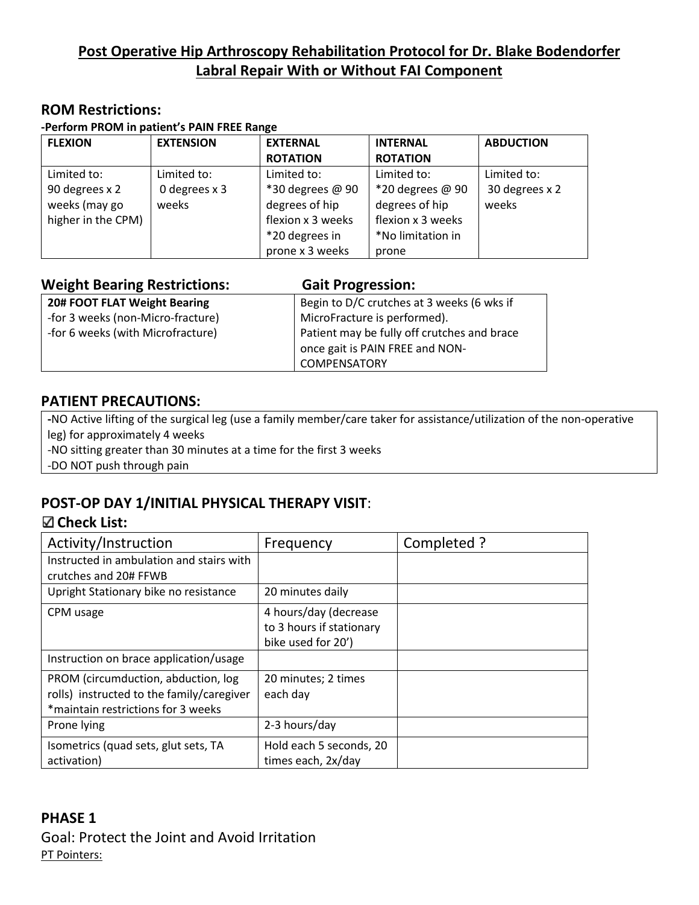# Post Operative Hip Arthroscopy Rehabilitation Protocol for Dr. Blake Bodendorfer
## Labral Repair With or Without FAI Component

## ROM Restrictions:

**-Perform PROM in patient's PAIN FREE Range**

| FLEXION | EXTENSION | EXTERNAL ROTATION | INTERNAL ROTATION | ABDUCTION |
|---|---|---|---|---|
| Limited to: 90 degrees x 2 weeks (may go higher in the CPM) | Limited to: 0 degrees x 3 weeks | Limited to: *30 degrees @ 90 degrees of hip flexion x 3 weeks *20 degrees in prone x 3 weeks | Limited to: *20 degrees @ 90 degrees of hip flexion x 3 weeks *No limitation in prone | Limited to: 30 degrees x 2 weeks |

## Weight Bearing Restrictions:

| 20# FOOT FLAT Weight Bearing |
|---|
| -for 3 weeks (non-Micro-fracture) -for 6 weeks (with Microfracture) |

## Gait Progression:

| Begin to D/C crutches at 3 weeks (6 wks if MicroFracture is performed). Patient may be fully off crutches and brace once gait is PAIN FREE and NON-COMPENSATORY |
|---|

## PATIENT PRECAUTIONS:

-NO Active lifting of the surgical leg (use a family member/care taker for assistance/utilization of the non-operative leg) for approximately 4 weeks
-NO sitting greater than 30 minutes at a time for the first 3 weeks
-DO NOT push through pain

## POST-OP DAY 1/INITIAL PHYSICAL THERAPY VISIT:

### ☑ Check List:

| Activity/Instruction | Frequency | Completed ? |
|---|---|---|
| Instructed in ambulation and stairs with crutches and 20# FFWB | | |
| Upright Stationary bike no resistance | 20 minutes daily | |
| CPM usage | 4 hours/day (decrease to 3 hours if stationary bike used for 20') | |
| Instruction on brace application/usage | | |
| PROM (circumduction, abduction, log rolls) instructed to the family/caregiver *maintain restrictions for 3 weeks | 20 minutes; 2 times each day | |
| Prone lying | 2-3 hours/day | |
| Isometrics (quad sets, glut sets, TA activation) | Hold each 5 seconds, 20 times each, 2x/day | |

## PHASE 1

Goal: Protect the Joint and Avoid Irritation

PT Pointers: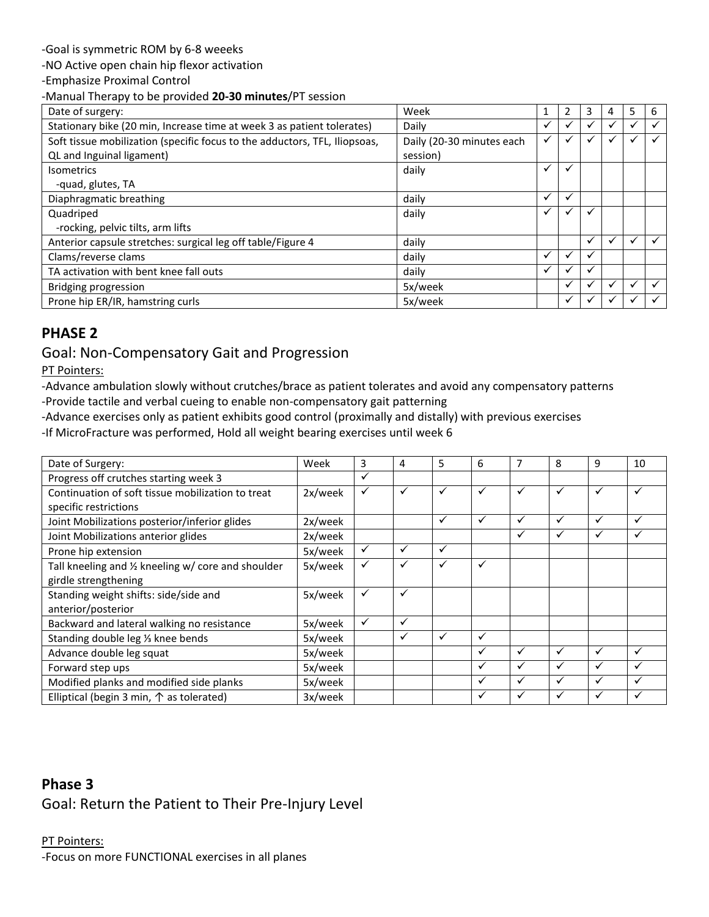-Goal is symmetric ROM by 6-8 weeeks

-NO Active open chain hip flexor activation

-Emphasize Proximal Control

-Manual Therapy to be provided **20-30 minutes**/PT session

| Date of surgery: | Week | 1 | 2 | 3 | 4 | 5 | 6 |
|---|---|---|---|---|---|---|---|
| Stationary bike (20 min, Increase time at week 3 as patient tolerates) | Daily | ✓ | ✓ | ✓ | ✓ | ✓ | ✓ |
| Soft tissue mobilization (specific focus to the adductors, TFL, Iliopsoas, QL and Inguinal ligament) | Daily (20-30 minutes each session) | ✓ | ✓ | ✓ | ✓ | ✓ | ✓ |
| Isometrics<br>-quad, glutes, TA | daily | ✓ | ✓ | | | | |
| Diaphragmatic breathing | daily | ✓ | ✓ | | | | |
| Quadriped<br>-rocking, pelvic tilts, arm lifts | daily | ✓ | ✓ | ✓ | | | |
| Anterior capsule stretches: surgical leg off table/Figure 4 | daily | | | ✓ | ✓ | ✓ | ✓ |
| Clams/reverse clams | daily | ✓ | ✓ | ✓ | | | |
| TA activation with bent knee fall outs | daily | ✓ | ✓ | ✓ | | | |
| Bridging progression | 5x/week | | ✓ | ✓ | ✓ | ✓ | ✓ |
| Prone hip ER/IR, hamstring curls | 5x/week | | ✓ | ✓ | ✓ | ✓ | ✓ |

## PHASE 2

### Goal: Non-Compensatory Gait and Progression

PT Pointers:

-Advance ambulation slowly without crutches/brace as patient tolerates and avoid any compensatory patterns

-Provide tactile and verbal cueing to enable non-compensatory gait patterning

-Advance exercises only as patient exhibits good control (proximally and distally) with previous exercises

-If MicroFracture was performed, Hold all weight bearing exercises until week 6

| Date of Surgery: | Week | 3 | 4 | 5 | 6 | 7 | 8 | 9 | 10 |
|---|---|---|---|---|---|---|---|---|---|
| Progress off crutches starting week 3 | | ✓ | | | | | | | |
| Continuation of soft tissue mobilization to treat specific restrictions | 2x/week | ✓ | ✓ | ✓ | ✓ | ✓ | ✓ | ✓ | ✓ |
| Joint Mobilizations posterior/inferior glides | 2x/week | | | ✓ | ✓ | ✓ | ✓ | ✓ | ✓ |
| Joint Mobilizations anterior glides | 2x/week | | | | | ✓ | ✓ | ✓ | ✓ |
| Prone hip extension | 5x/week | ✓ | ✓ | ✓ | | | | | |
| Tall kneeling and ½ kneeling w/ core and shoulder girdle strengthening | 5x/week | ✓ | ✓ | ✓ | ✓ | | | | |
| Standing weight shifts: side/side and anterior/posterior | 5x/week | ✓ | ✓ | | | | | | |
| Backward and lateral walking no resistance | 5x/week | ✓ | ✓ | | | | | | |
| Standing double leg ⅓ knee bends | 5x/week | | ✓ | ✓ | ✓ | | | | |
| Advance double leg squat | 5x/week | | | | ✓ | ✓ | ✓ | ✓ | ✓ |
| Forward step ups | 5x/week | | | | ✓ | ✓ | ✓ | ✓ | ✓ |
| Modified planks and modified side planks | 5x/week | | | | ✓ | ✓ | ✓ | ✓ | ✓ |
| Elliptical (begin 3 min, ↑ as tolerated) | 3x/week | | | | ✓ | ✓ | ✓ | ✓ | ✓ |

## Phase 3

### Goal: Return the Patient to Their Pre-Injury Level

PT Pointers:

-Focus on more FUNCTIONAL exercises in all planes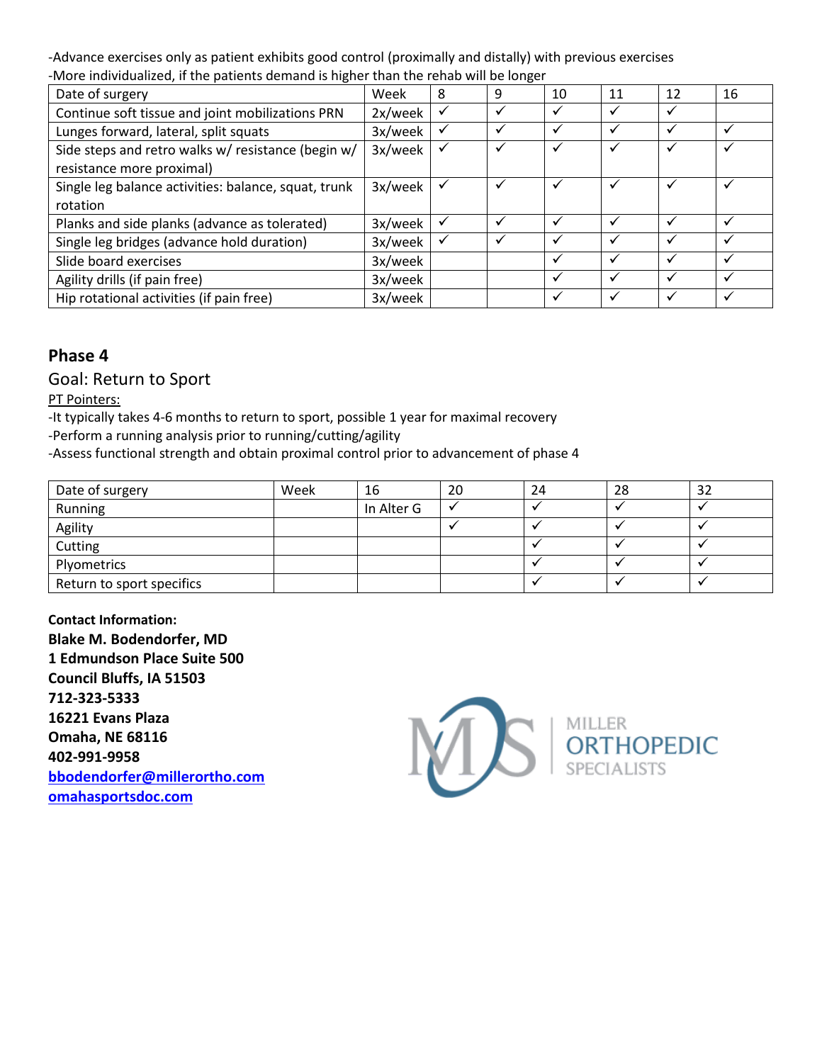-Advance exercises only as patient exhibits good control (proximally and distally) with previous exercises
-More individualized, if the patients demand is higher than the rehab will be longer

| Date of surgery | Week | 8 | 9 | 10 | 11 | 12 | 16 |
|---|---|---|---|---|---|---|---|
| Continue soft tissue and joint mobilizations PRN | 2x/week | ✓ | ✓ | ✓ | ✓ | ✓ | |
| Lunges forward, lateral, split squats | 3x/week | ✓ | ✓ | ✓ | ✓ | ✓ | ✓ |
| Side steps and retro walks w/ resistance (begin w/ resistance more proximal) | 3x/week | ✓ | ✓ | ✓ | ✓ | ✓ | ✓ |
| Single leg balance activities: balance, squat, trunk rotation | 3x/week | ✓ | ✓ | ✓ | ✓ | ✓ | ✓ |
| Planks and side planks (advance as tolerated) | 3x/week | ✓ | ✓ | ✓ | ✓ | ✓ | ✓ |
| Single leg bridges (advance hold duration) | 3x/week | ✓ | ✓ | ✓ | ✓ | ✓ | ✓ |
| Slide board exercises | 3x/week | | | ✓ | ✓ | ✓ | ✓ |
| Agility drills (if pain free) | 3x/week | | | ✓ | ✓ | ✓ | ✓ |
| Hip rotational activities (if pain free) | 3x/week | | | ✓ | ✓ | ✓ | ✓ |

## Phase 4

### Goal: Return to Sport

PT Pointers:

-It typically takes 4-6 months to return to sport, possible 1 year for maximal recovery
-Perform a running analysis prior to running/cutting/agility
-Assess functional strength and obtain proximal control prior to advancement of phase 4

| Date of surgery | Week | 16 | 20 | 24 | 28 | 32 |
|---|---|---|---|---|---|---|
| Running | | In Alter G | ✓ | ✓ | ✓ | ✓ |
| Agility | | | ✓ | ✓ | ✓ | ✓ |
| Cutting | | | | ✓ | ✓ | ✓ |
| Plyometrics | | | | ✓ | ✓ | ✓ |
| Return to sport specifics | | | | ✓ | ✓ | ✓ |

**Contact Information:**
**Blake M. Bodendorfer, MD**
**1 Edmundson Place Suite 500**
**Council Bluffs, IA 51503**
**712-323-5333**
**16221 Evans Plaza**
**Omaha, NE 68116**
**402-991-9958**
**bbodendorfer@millerortho.com**
**omahasportsdoc.com**

MILLER ORTHOPEDIC SPECIALISTS